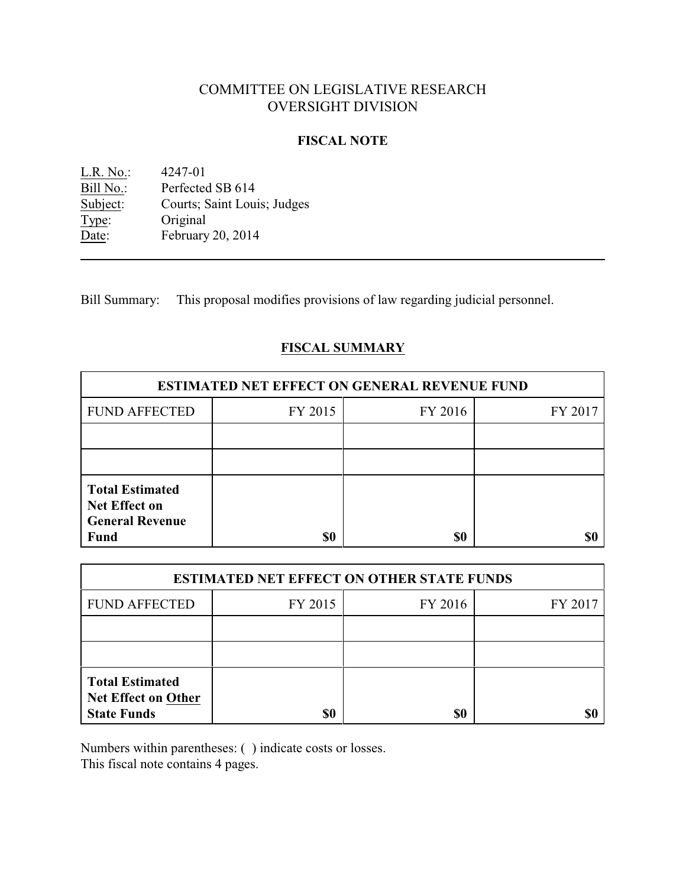# COMMITTEE ON LEGISLATIVE RESEARCH
# OVERSIGHT DIVISION

## FISCAL NOTE

L.R. No.: 4247-01
Bill No.: Perfected SB 614
Subject: Courts; Saint Louis; Judges
Type: Original
Date: February 20, 2014

---

Bill Summary: This proposal modifies provisions of law regarding judicial personnel.

## FISCAL SUMMARY

| ESTIMATED NET EFFECT ON GENERAL REVENUE FUND | | | |
|---|---|---|---|
| FUND AFFECTED | FY 2015 | FY 2016 | FY 2017 |
| | | | |
| | | | |
| **Total Estimated Net Effect on General Revenue Fund** | **$0** | **$0** | **$0** |

| ESTIMATED NET EFFECT ON OTHER STATE FUNDS | | | |
|---|---|---|---|
| FUND AFFECTED | FY 2015 | FY 2016 | FY 2017 |
| | | | |
| | | | |
| **Total Estimated Net Effect on Other State Funds** | **$0** | **$0** | **$0** |

Numbers within parentheses: ( ) indicate costs or losses.
This fiscal note contains 4 pages.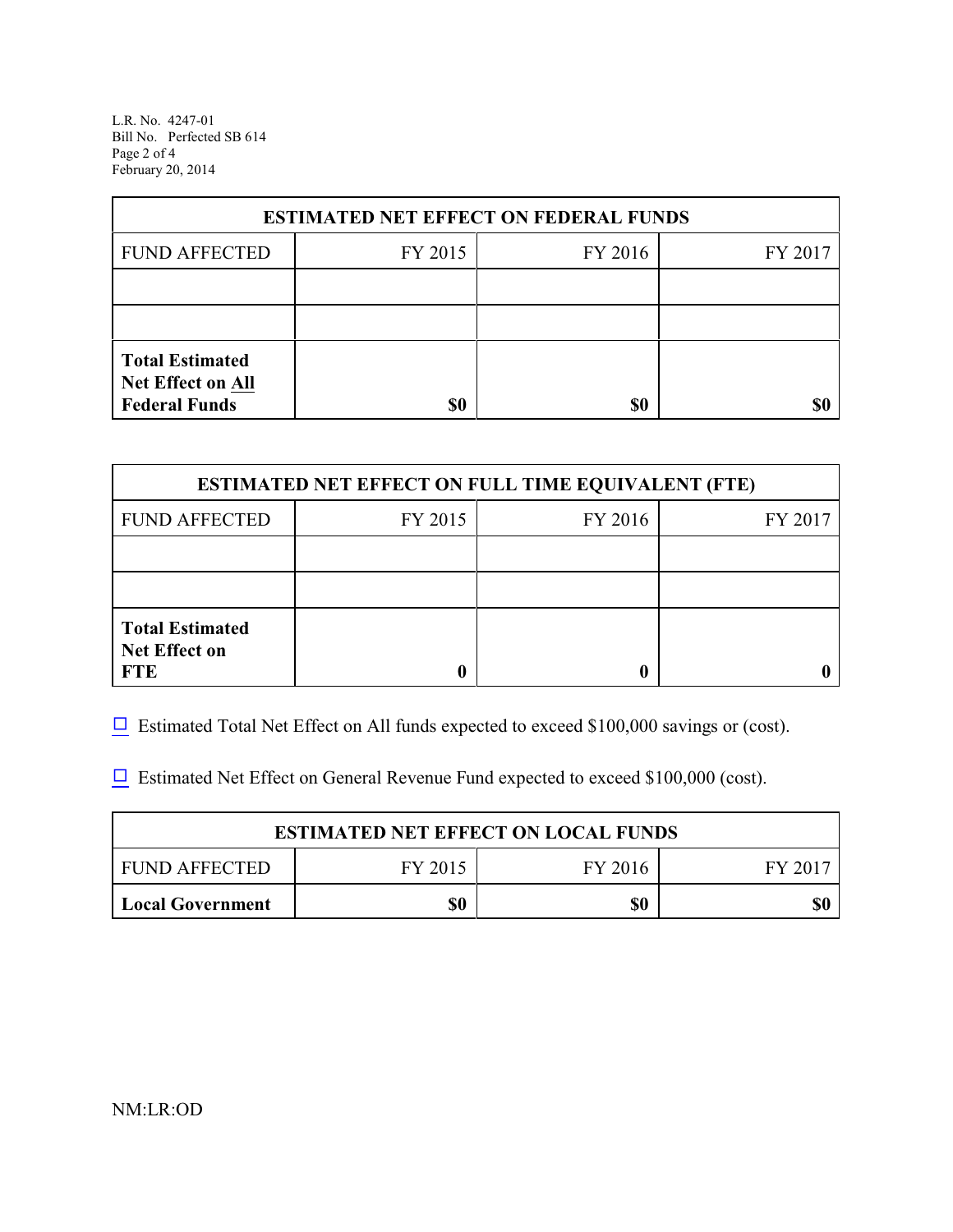| ESTIMATED NET EFFECT ON FEDERAL FUNDS | | | |
|---|---|---|---|
| FUND AFFECTED | FY 2015 | FY 2016 | FY 2017 |
| | | | |
| | | | |
| **Total Estimated Net Effect on All Federal Funds** | **$0** | **$0** | **$0** |

| ESTIMATED NET EFFECT ON FULL TIME EQUIVALENT (FTE) | | | |
|---|---|---|---|
| FUND AFFECTED | FY 2015 | FY 2016 | FY 2017 |
| | | | |
| | | | |
| **Total Estimated Net Effect on FTE** | **0** | **0** | **0** |

☐ Estimated Total Net Effect on All funds expected to exceed $100,000 savings or (cost).

☐ Estimated Net Effect on General Revenue Fund expected to exceed $100,000 (cost).

| ESTIMATED NET EFFECT ON LOCAL FUNDS | | | |
|---|---|---|---|
| FUND AFFECTED | FY 2015 | FY 2016 | FY 2017 |
| **Local Government** | **$0** | **$0** | **$0** |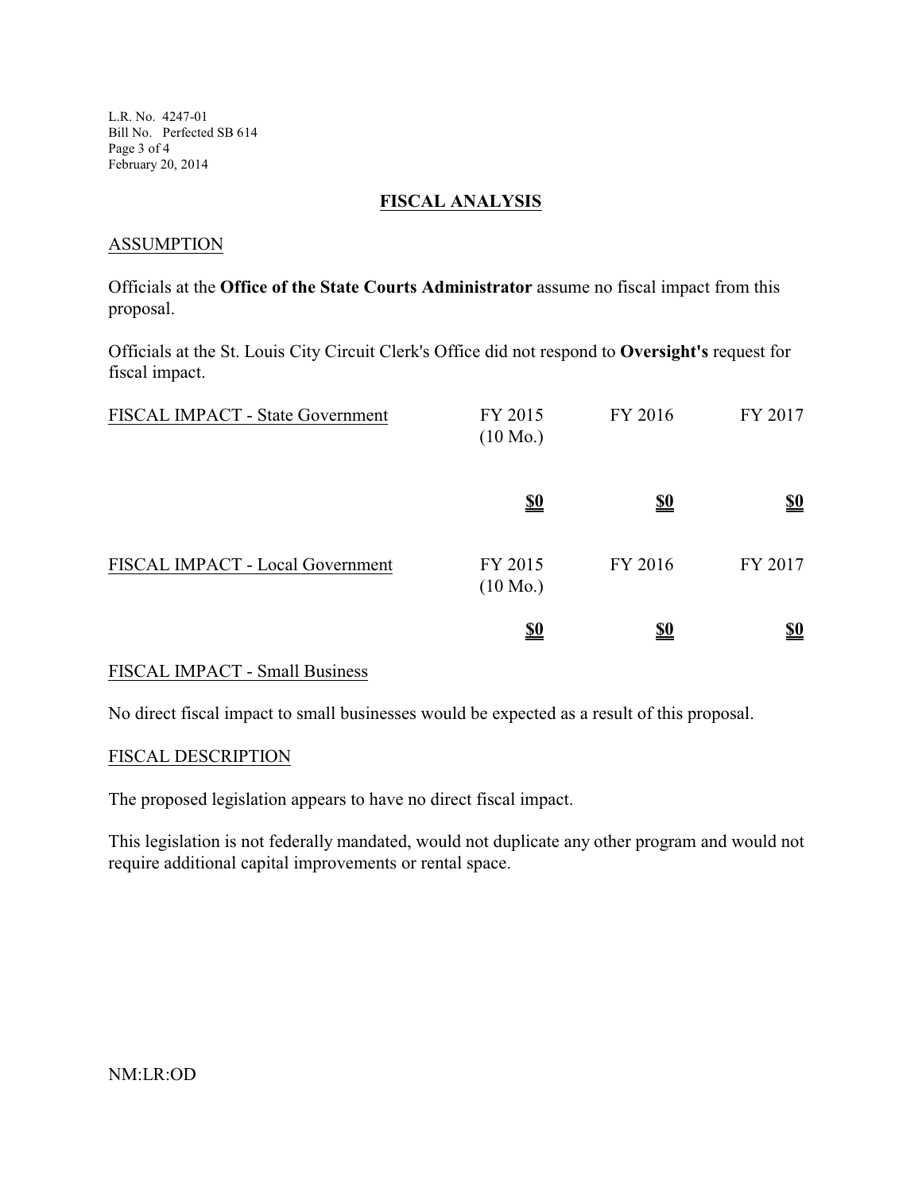# FISCAL ANALYSIS

## ASSUMPTION

Officials at the **Office of the State Courts Administrator** assume no fiscal impact from this proposal.

Officials at the St. Louis City Circuit Clerk's Office did not respond to **Oversight's** request for fiscal impact.

| FISCAL IMPACT - State Government | FY 2015 (10 Mo.) | FY 2016 | FY 2017 |
|---|---|---|---|
| | **$0** | **$0** | **$0** |

| FISCAL IMPACT - Local Government | FY 2015 (10 Mo.) | FY 2016 | FY 2017 |
|---|---|---|---|
| | **$0** | **$0** | **$0** |

## FISCAL IMPACT - Small Business

No direct fiscal impact to small businesses would be expected as a result of this proposal.

## FISCAL DESCRIPTION

The proposed legislation appears to have no direct fiscal impact.

This legislation is not federally mandated, would not duplicate any other program and would not require additional capital improvements or rental space.

NM:LR:OD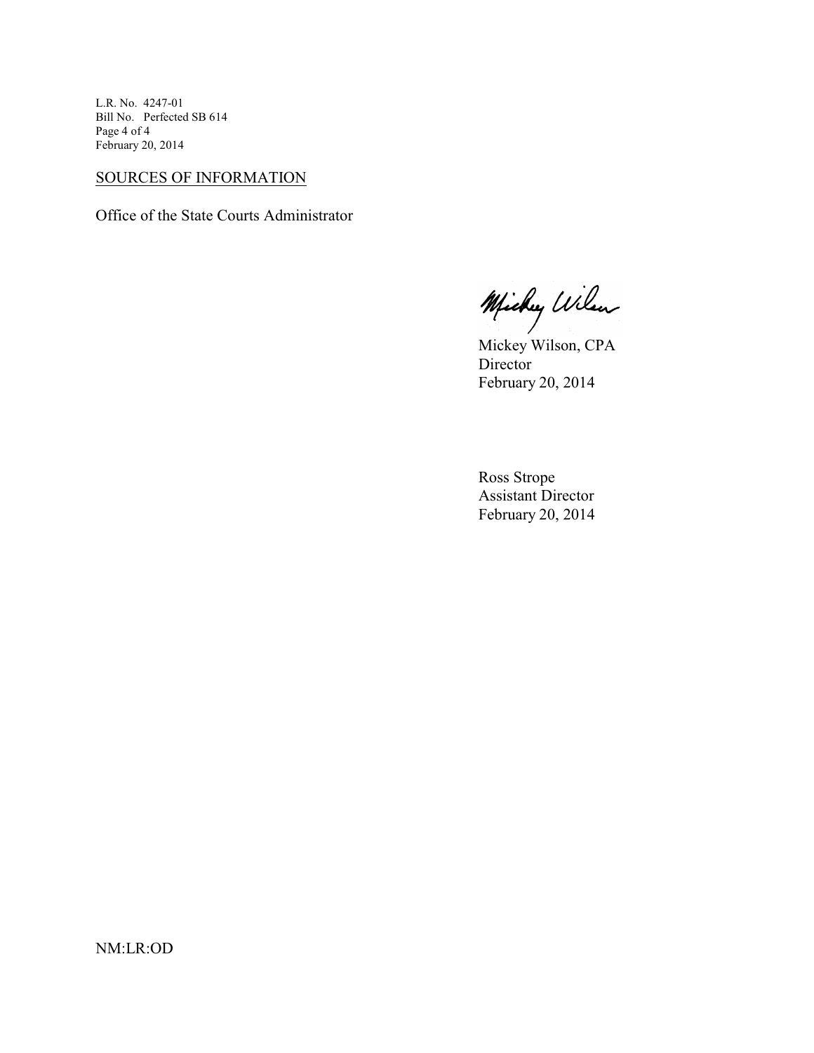## SOURCES OF INFORMATION

Office of the State Courts Administrator

Mickey Wilson, CPA
Director
February 20, 2014

Ross Strope
Assistant Director
February 20, 2014

NM:LR:OD